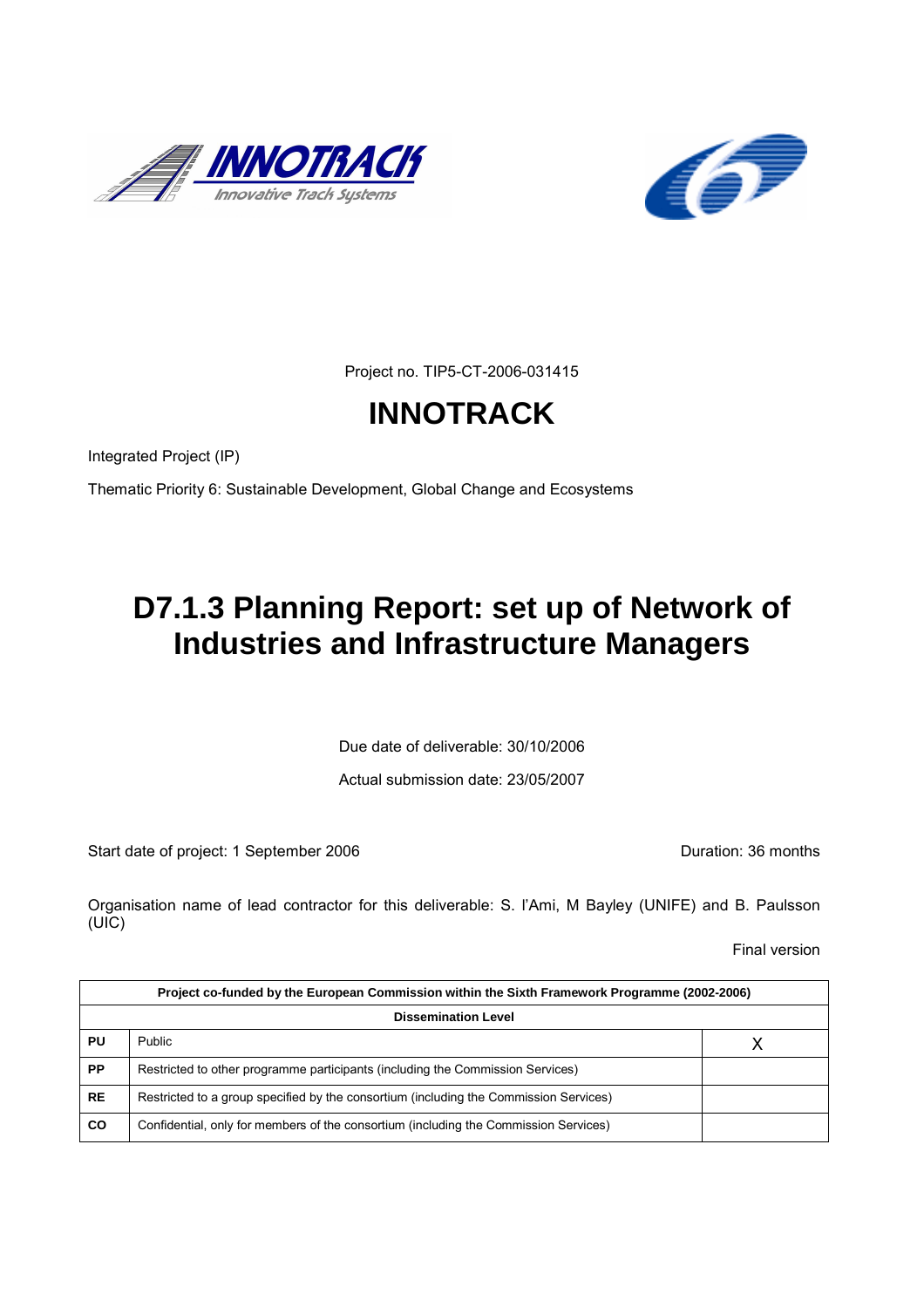Project no. TIP5-CT-2006-031415

# INNOTRACK

Integrated Project (IP)

Thematic Priority 6: Sustainable Development, Global Change and Ecosystems

# D7.1.3 Planning Report: set up of Network of Industries and Infrastructure Managers

Due date of deliverable: 30/10/2006

Actual submission date: 23/05/2007

Start date of project: 1 September 2006

Duration: 36 months

Organisation name of lead contractor for this deliverable: S. l'Ami, M Bayley (UNIFE) and B. Paulsson (UIC)

Final version

| Project co-funded by the European Commission within the Sixth Framework Programme (2002-2006) | | |
|---|---|---|
| **Dissemination Level** | | |
| **PU** | Public | X |
| **PP** | Restricted to other programme participants (including the Commission Services) | |
| **RE** | Restricted to a group specified by the consortium (including the Commission Services) | |
| **CO** | Confidential, only for members of the consortium (including the Commission Services) | |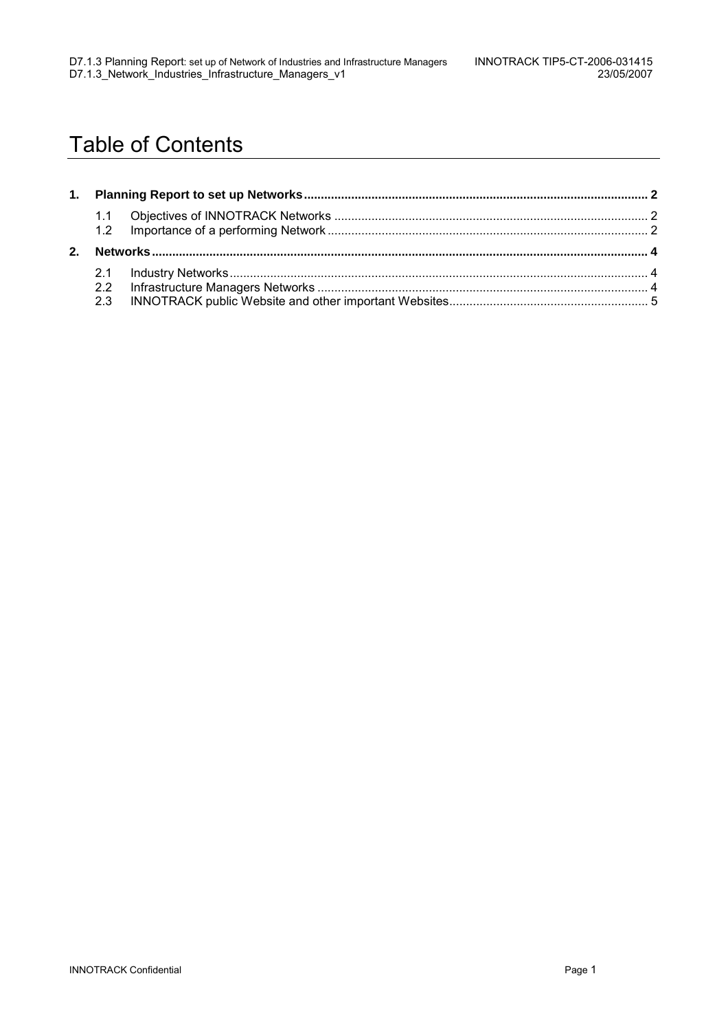# Table of Contents

**1. Planning Report to set up Networks** ........ 2

- 1.1 Objectives of INNOTRACK Networks ........ 2
- 1.2 Importance of a performing Network ........ 2

**2. Networks** ........ 4

- 2.1 Industry Networks ........ 4
- 2.2 Infrastructure Managers Networks ........ 4
- 2.3 INNOTRACK public Website and other important Websites ........ 5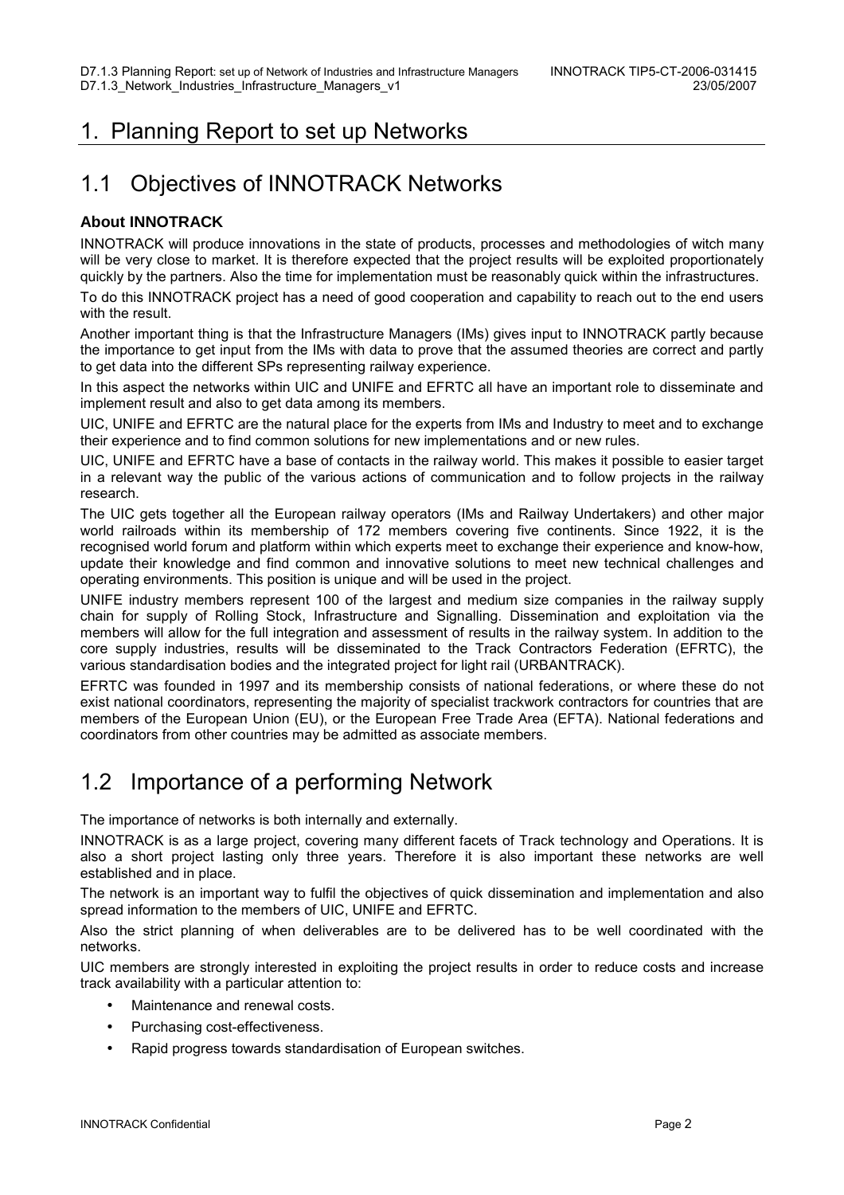# 1. Planning Report to set up Networks

## 1.1 Objectives of INNOTRACK Networks

### About INNOTRACK

INNOTRACK will produce innovations in the state of products, processes and methodologies of witch many will be very close to market. It is therefore expected that the project results will be exploited proportionately quickly by the partners. Also the time for implementation must be reasonably quick within the infrastructures.

To do this INNOTRACK project has a need of good cooperation and capability to reach out to the end users with the result.

Another important thing is that the Infrastructure Managers (IMs) gives input to INNOTRACK partly because the importance to get input from the IMs with data to prove that the assumed theories are correct and partly to get data into the different SPs representing railway experience.

In this aspect the networks within UIC and UNIFE and EFRTC all have an important role to disseminate and implement result and also to get data among its members.

UIC, UNIFE and EFRTC are the natural place for the experts from IMs and Industry to meet and to exchange their experience and to find common solutions for new implementations and or new rules.

UIC, UNIFE and EFRTC have a base of contacts in the railway world. This makes it possible to easier target in a relevant way the public of the various actions of communication and to follow projects in the railway research.

The UIC gets together all the European railway operators (IMs and Railway Undertakers) and other major world railroads within its membership of 172 members covering five continents. Since 1922, it is the recognised world forum and platform within which experts meet to exchange their experience and know-how, update their knowledge and find common and innovative solutions to meet new technical challenges and operating environments. This position is unique and will be used in the project.

UNIFE industry members represent 100 of the largest and medium size companies in the railway supply chain for supply of Rolling Stock, Infrastructure and Signalling. Dissemination and exploitation via the members will allow for the full integration and assessment of results in the railway system. In addition to the core supply industries, results will be disseminated to the Track Contractors Federation (EFRTC), the various standardisation bodies and the integrated project for light rail (URBANTRACK).

EFRTC was founded in 1997 and its membership consists of national federations, or where these do not exist national coordinators, representing the majority of specialist trackwork contractors for countries that are members of the European Union (EU), or the European Free Trade Area (EFTA). National federations and coordinators from other countries may be admitted as associate members.

## 1.2 Importance of a performing Network

The importance of networks is both internally and externally.

INNOTRACK is as a large project, covering many different facets of Track technology and Operations. It is also a short project lasting only three years. Therefore it is also important these networks are well established and in place.

The network is an important way to fulfil the objectives of quick dissemination and implementation and also spread information to the members of UIC, UNIFE and EFRTC.

Also the strict planning of when deliverables are to be delivered has to be well coordinated with the networks.

UIC members are strongly interested in exploiting the project results in order to reduce costs and increase track availability with a particular attention to:

- Maintenance and renewal costs.
- Purchasing cost-effectiveness.
- Rapid progress towards standardisation of European switches.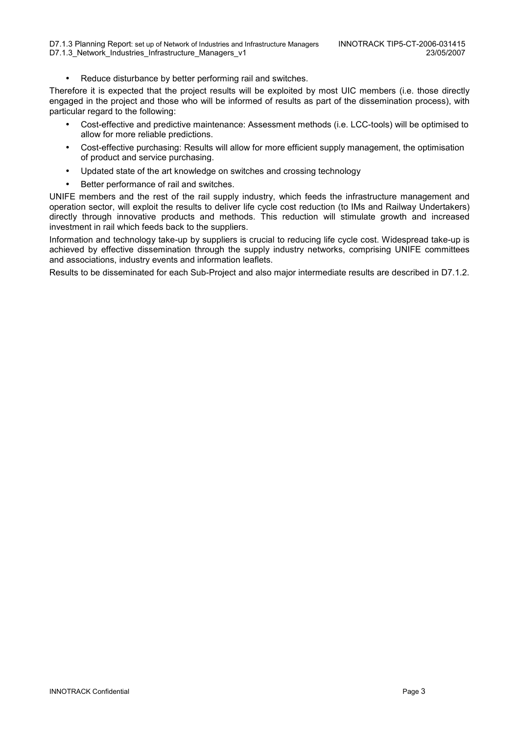- Reduce disturbance by better performing rail and switches.

Therefore it is expected that the project results will be exploited by most UIC members (i.e. those directly engaged in the project and those who will be informed of results as part of the dissemination process), with particular regard to the following:

- Cost-effective and predictive maintenance: Assessment methods (i.e. LCC-tools) will be optimised to allow for more reliable predictions.
- Cost-effective purchasing: Results will allow for more efficient supply management, the optimisation of product and service purchasing.
- Updated state of the art knowledge on switches and crossing technology
- Better performance of rail and switches.

UNIFE members and the rest of the rail supply industry, which feeds the infrastructure management and operation sector, will exploit the results to deliver life cycle cost reduction (to IMs and Railway Undertakers) directly through innovative products and methods. This reduction will stimulate growth and increased investment in rail which feeds back to the suppliers.

Information and technology take-up by suppliers is crucial to reducing life cycle cost. Widespread take-up is achieved by effective dissemination through the supply industry networks, comprising UNIFE committees and associations, industry events and information leaflets.

Results to be disseminated for each Sub-Project and also major intermediate results are described in D7.1.2.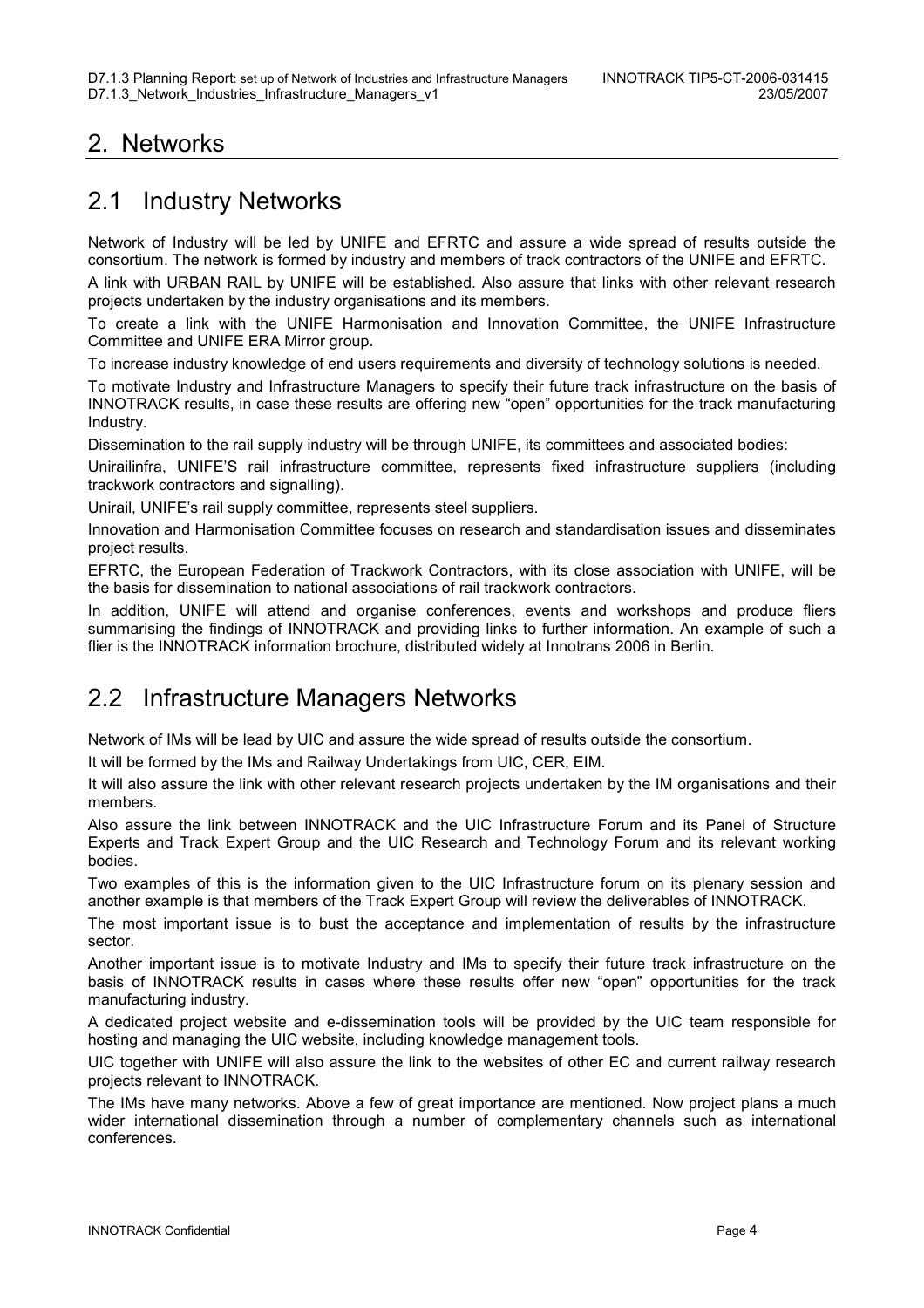# 2. Networks

## 2.1 Industry Networks

Network of Industry will be led by UNIFE and EFRTC and assure a wide spread of results outside the consortium. The network is formed by industry and members of track contractors of the UNIFE and EFRTC.

A link with URBAN RAIL by UNIFE will be established. Also assure that links with other relevant research projects undertaken by the industry organisations and its members.

To create a link with the UNIFE Harmonisation and Innovation Committee, the UNIFE Infrastructure Committee and UNIFE ERA Mirror group.

To increase industry knowledge of end users requirements and diversity of technology solutions is needed.

To motivate Industry and Infrastructure Managers to specify their future track infrastructure on the basis of INNOTRACK results, in case these results are offering new "open" opportunities for the track manufacturing Industry.

Dissemination to the rail supply industry will be through UNIFE, its committees and associated bodies:

Unirailinfra, UNIFE'S rail infrastructure committee, represents fixed infrastructure suppliers (including trackwork contractors and signalling).

Unirail, UNIFE's rail supply committee, represents steel suppliers.

Innovation and Harmonisation Committee focuses on research and standardisation issues and disseminates project results.

EFRTC, the European Federation of Trackwork Contractors, with its close association with UNIFE, will be the basis for dissemination to national associations of rail trackwork contractors.

In addition, UNIFE will attend and organise conferences, events and workshops and produce fliers summarising the findings of INNOTRACK and providing links to further information. An example of such a flier is the INNOTRACK information brochure, distributed widely at Innotrans 2006 in Berlin.

## 2.2 Infrastructure Managers Networks

Network of IMs will be lead by UIC and assure the wide spread of results outside the consortium.

It will be formed by the IMs and Railway Undertakings from UIC, CER, EIM.

It will also assure the link with other relevant research projects undertaken by the IM organisations and their members.

Also assure the link between INNOTRACK and the UIC Infrastructure Forum and its Panel of Structure Experts and Track Expert Group and the UIC Research and Technology Forum and its relevant working bodies.

Two examples of this is the information given to the UIC Infrastructure forum on its plenary session and another example is that members of the Track Expert Group will review the deliverables of INNOTRACK.

The most important issue is to bust the acceptance and implementation of results by the infrastructure sector.

Another important issue is to motivate Industry and IMs to specify their future track infrastructure on the basis of INNOTRACK results in cases where these results offer new "open" opportunities for the track manufacturing industry.

A dedicated project website and e-dissemination tools will be provided by the UIC team responsible for hosting and managing the UIC website, including knowledge management tools.

UIC together with UNIFE will also assure the link to the websites of other EC and current railway research projects relevant to INNOTRACK.

The IMs have many networks. Above a few of great importance are mentioned. Now project plans a much wider international dissemination through a number of complementary channels such as international conferences.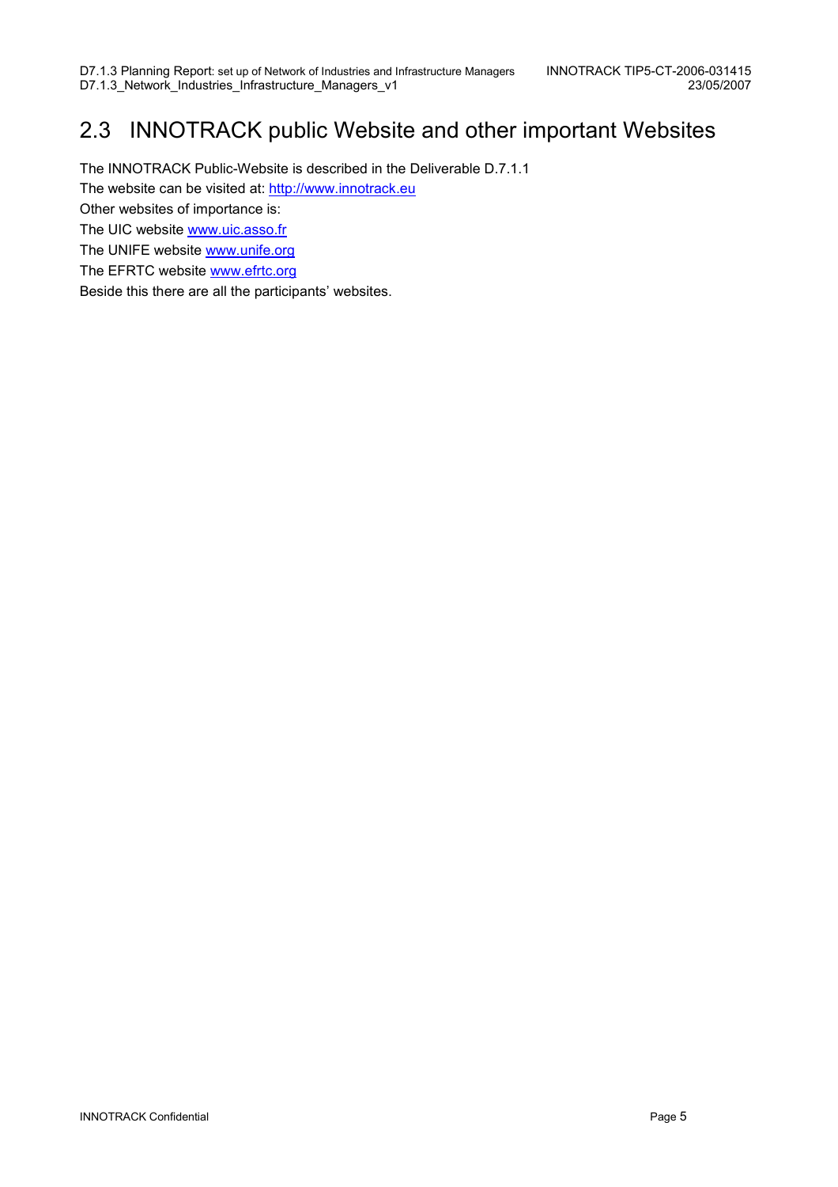## 2.3 INNOTRACK public Website and other important Websites

The INNOTRACK Public-Website is described in the Deliverable D.7.1.1

The website can be visited at: http://www.innotrack.eu

Other websites of importance is:

The UIC website www.uic.asso.fr

The UNIFE website www.unife.org

The EFRTC website www.efrtc.org

Beside this there are all the participants' websites.